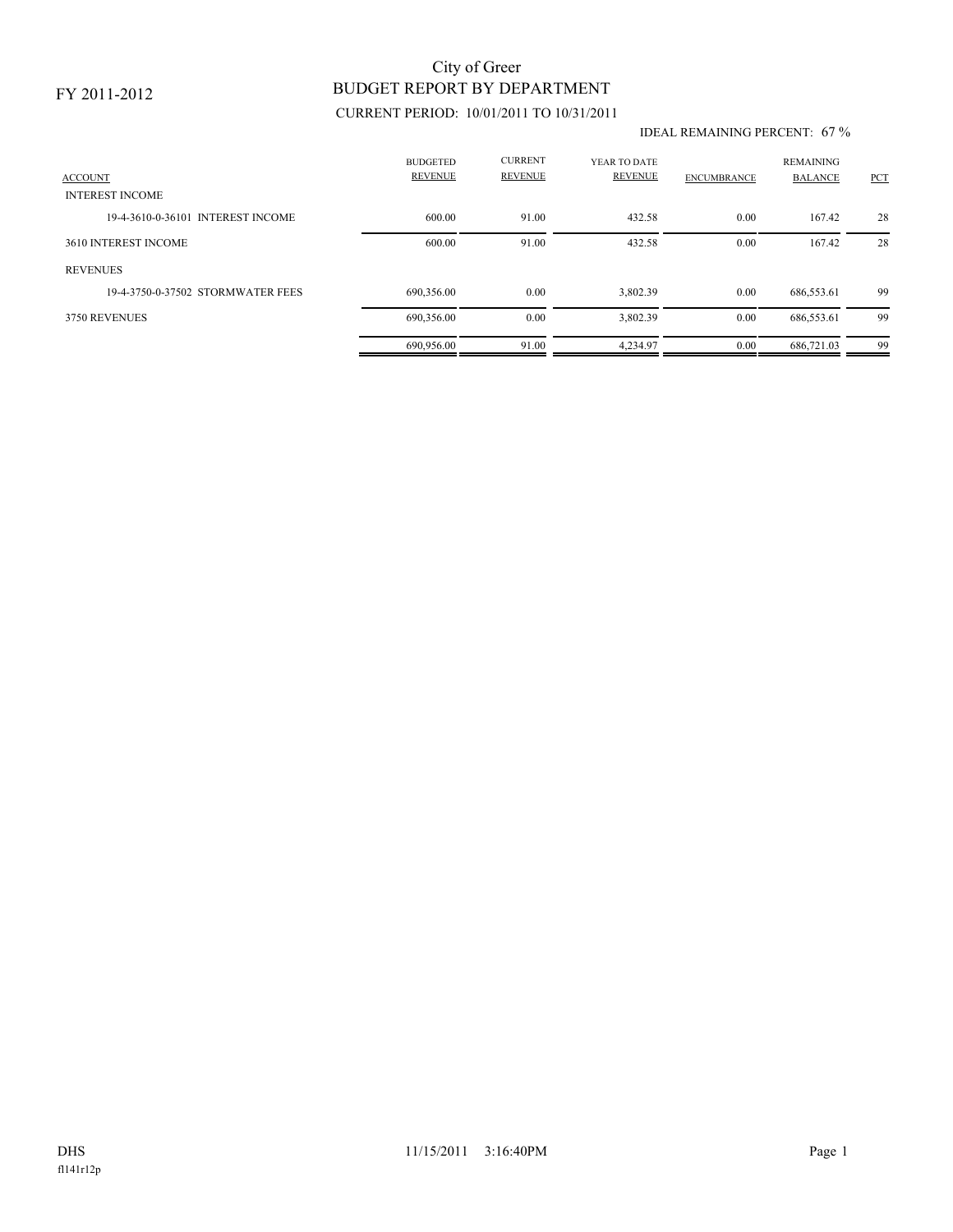# City of Greer

## BUDGET REPORT BY DEPARTMENT

FY 2011-2012

CURRENT PERIOD: 10/01/2011 TO 10/31/2011

IDEAL REMAINING PERCENT: 67 %

| ACCOUNT | BUDGETED REVENUE | CURRENT REVENUE | YEAR TO DATE REVENUE | ENCUMBRANCE | REMAINING BALANCE | PCT |
|---|---|---|---|---|---|---|
| INTEREST INCOME | | | | | | |
| 19-4-3610-0-36101 INTEREST INCOME | 600.00 | 91.00 | 432.58 | 0.00 | 167.42 | 28 |
| 3610 INTEREST INCOME | 600.00 | 91.00 | 432.58 | 0.00 | 167.42 | 28 |
| REVENUES | | | | | | |
| 19-4-3750-0-37502 STORMWATER FEES | 690,356.00 | 0.00 | 3,802.39 | 0.00 | 686,553.61 | 99 |
| 3750 REVENUES | 690,356.00 | 0.00 | 3,802.39 | 0.00 | 686,553.61 | 99 |
| | 690,956.00 | 91.00 | 4,234.97 | 0.00 | 686,721.03 | 99 |

DHS 11/15/2011 3:16:40PM

fl141r12p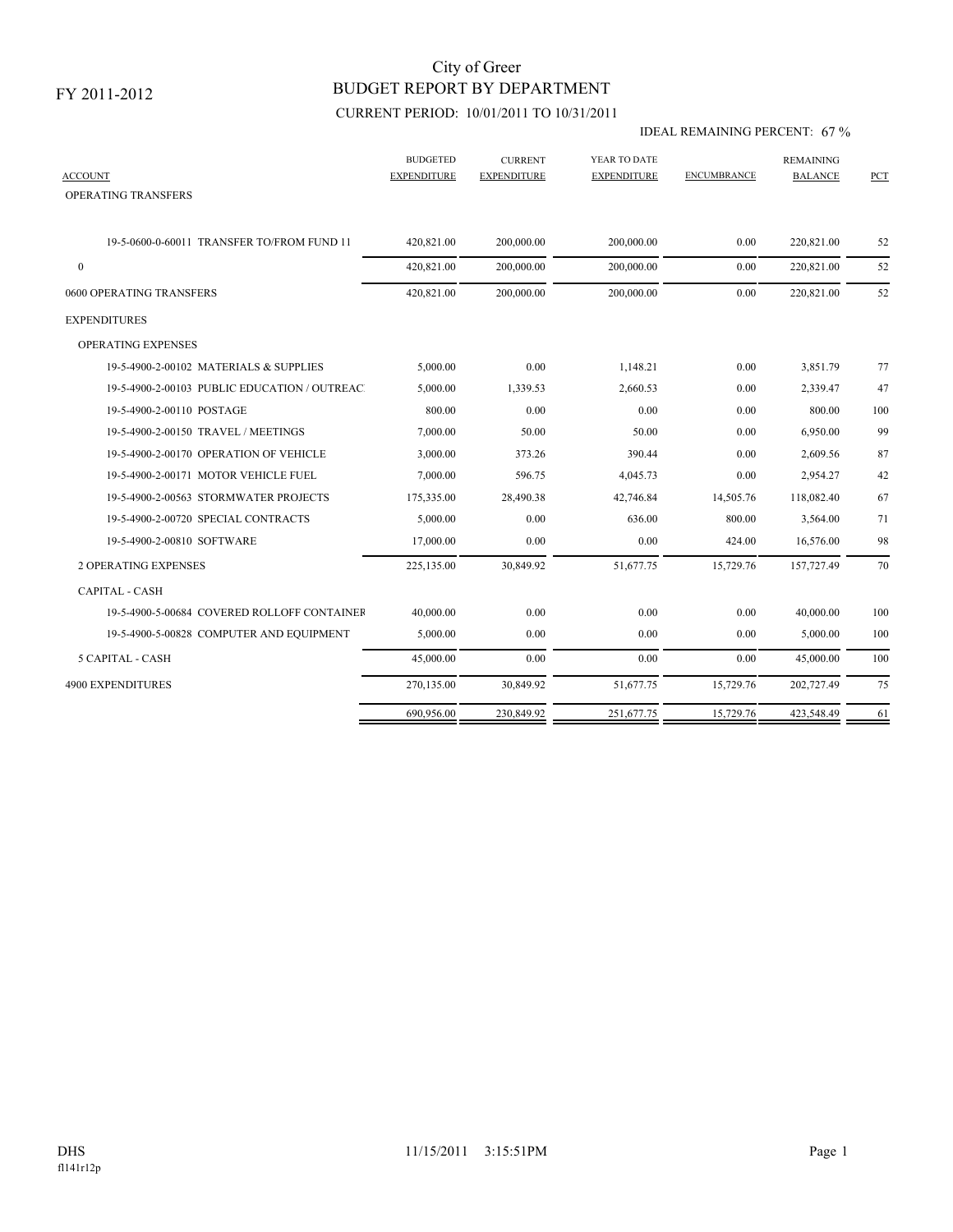FY 2011-2012

# City of Greer
## BUDGET REPORT BY DEPARTMENT
### CURRENT PERIOD: 10/01/2011 TO 10/31/2011

IDEAL REMAINING PERCENT: 67 %

| ACCOUNT | BUDGETED EXPENDITURE | CURRENT EXPENDITURE | YEAR TO DATE EXPENDITURE | ENCUMBRANCE | REMAINING BALANCE | PCT |
|---|---|---|---|---|---|---|
| OPERATING TRANSFERS | | | | | | |
| 19-5-0600-0-60011 TRANSFER TO/FROM FUND 11 | 420,821.00 | 200,000.00 | 200,000.00 | 0.00 | 220,821.00 | 52 |
| 0 | 420,821.00 | 200,000.00 | 200,000.00 | 0.00 | 220,821.00 | 52 |
| 0600 OPERATING TRANSFERS | 420,821.00 | 200,000.00 | 200,000.00 | 0.00 | 220,821.00 | 52 |
| EXPENDITURES | | | | | | |
| OPERATING EXPENSES | | | | | | |
| 19-5-4900-2-00102 MATERIALS & SUPPLIES | 5,000.00 | 0.00 | 1,148.21 | 0.00 | 3,851.79 | 77 |
| 19-5-4900-2-00103 PUBLIC EDUCATION / OUTREAC | 5,000.00 | 1,339.53 | 2,660.53 | 0.00 | 2,339.47 | 47 |
| 19-5-4900-2-00110 POSTAGE | 800.00 | 0.00 | 0.00 | 0.00 | 800.00 | 100 |
| 19-5-4900-2-00150 TRAVEL / MEETINGS | 7,000.00 | 50.00 | 50.00 | 0.00 | 6,950.00 | 99 |
| 19-5-4900-2-00170 OPERATION OF VEHICLE | 3,000.00 | 373.26 | 390.44 | 0.00 | 2,609.56 | 87 |
| 19-5-4900-2-00171 MOTOR VEHICLE FUEL | 7,000.00 | 596.75 | 4,045.73 | 0.00 | 2,954.27 | 42 |
| 19-5-4900-2-00563 STORMWATER PROJECTS | 175,335.00 | 28,490.38 | 42,746.84 | 14,505.76 | 118,082.40 | 67 |
| 19-5-4900-2-00720 SPECIAL CONTRACTS | 5,000.00 | 0.00 | 636.00 | 800.00 | 3,564.00 | 71 |
| 19-5-4900-2-00810 SOFTWARE | 17,000.00 | 0.00 | 0.00 | 424.00 | 16,576.00 | 98 |
| 2 OPERATING EXPENSES | 225,135.00 | 30,849.92 | 51,677.75 | 15,729.76 | 157,727.49 | 70 |
| CAPITAL - CASH | | | | | | |
| 19-5-4900-5-00684 COVERED ROLLOFF CONTAINER | 40,000.00 | 0.00 | 0.00 | 0.00 | 40,000.00 | 100 |
| 19-5-4900-5-00828 COMPUTER AND EQUIPMENT | 5,000.00 | 0.00 | 0.00 | 0.00 | 5,000.00 | 100 |
| 5 CAPITAL - CASH | 45,000.00 | 0.00 | 0.00 | 0.00 | 45,000.00 | 100 |
| 4900 EXPENDITURES | 270,135.00 | 30,849.92 | 51,677.75 | 15,729.76 | 202,727.49 | 75 |
| | 690,956.00 | 230,849.92 | 251,677.75 | 15,729.76 | 423,548.49 | 61 |

DHS 11/15/2011 3:15:51PM

fl141r12p